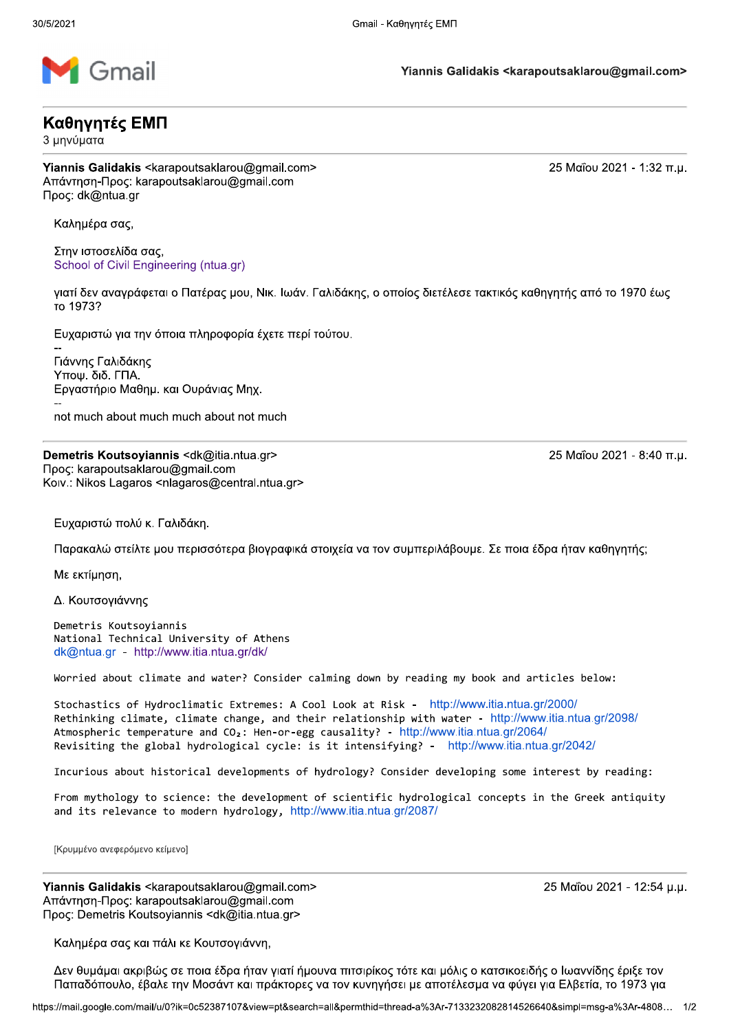Yiannis Galidakis <karapoutsaklarou@gmail.com>

# Καθηγητές ΕΜΠ

3 μηνύματα

---

**Yiannis Galidakis** <karapoutsaklarou@gmail.com> — 25 Μαΐου 2021 - 1:32 π.μ.
Απάντηση-Προς: karapoutsaklarou@gmail.com
Προς: dk@ntua.gr

Καλημέρα σας,

Στην ιστοσελίδα σας,
School of Civil Engineering (ntua.gr)

γιατί δεν αναγράφεται ο Πατέρας μου, Νικ. Ιωάν. Γαλιδάκης, ο οποίος διετέλεσε τακτικός καθηγητής από το 1970 έως το 1973?

Ευχαριστώ για την όποια πληροφορία έχετε περί τούτου.

--
Γιάννης Γαλιδάκης
Υποψ. διδ. ΓΠΑ.
Εργαστήριο Μαθημ. και Ουράνιας Μηχ.
--
not much about much much about not much

---

**Demetris Koutsoyiannis** <dk@itia.ntua.gr> — 25 Μαΐου 2021 - 8:40 π.μ.
Προς: karapoutsaklarou@gmail.com
Κοιν.: Nikos Lagaros <nlagaros@central.ntua.gr>

Ευχαριστώ πολύ κ. Γαλιδάκη.

Παρακαλώ στείλτε μου περισσότερα βιογραφικά στοιχεία να τον συμπεριλάβουμε. Σε ποια έδρα ήταν καθηγητής;

Με εκτίμηση,

Δ. Κουτσογιάννης

```
Demetris Koutsoyiannis
National Technical University of Athens
```
dk@ntua.gr - http://www.itia.ntua.gr/dk/

```
Worried about climate and water? Consider calming down by reading my book and articles below:

Stochastics of Hydroclimatic Extremes: A Cool Look at Risk - http://www.itia.ntua.gr/2000/
Rethinking climate, climate change, and their relationship with water - http://www.itia.ntua.gr/2098/
Atmospheric temperature and CO₂: Hen-or-egg causality? - http://www.itia.ntua.gr/2064/
Revisiting the global hydrological cycle: is it intensifying? - http://www.itia.ntua.gr/2042/

Incurious about historical developments of hydrology? Consider developing some interest by reading:

From mythology to science: the development of scientific hydrological concepts in the Greek antiquity
and its relevance to modern hydrology, http://www.itia.ntua.gr/2087/
```

[Κρυμμένο ανεφερόμενο κείμενο]

---

**Yiannis Galidakis** <karapoutsaklarou@gmail.com> — 25 Μαΐου 2021 - 12:54 μ.μ.
Απάντηση-Προς: karapoutsaklarou@gmail.com
Προς: Demetris Koutsoyiannis <dk@itia.ntua.gr>

Καλημέρα σας και πάλι κε Κουτσογιάννη,

Δεν θυμάμαι ακριβώς σε ποια έδρα ήταν γιατί ήμουνα πιτσιρίκος τότε και μόλις ο κατσικοειδής ο Ιωαννίδης έριξε τον Παπαδόπουλο, έβαλε την Μοσάντ και πράκτορες να τον κυνηγήσει με αποτέλεσμα να φύγει για Ελβετία, το 1973 για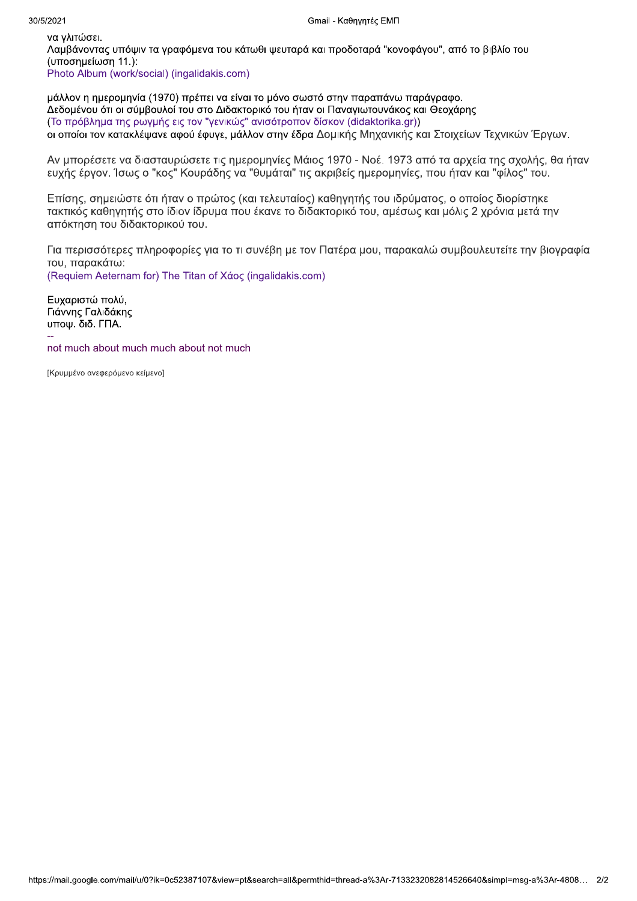να γλιτώσει.
Λαμβάνοντας υπόψιν τα γραφόμενα του κάτωθι ψευταρά και προδοταρά "κονοφάγου", από το βιβλίο του (υποσημείωση 11.):
Photo Album (work/social) (ingalidakis.com)

μάλλον η ημερομηνία (1970) πρέπει να είναι το μόνο σωστό στην παραπάνω παράγραφο.
Δεδομένου ότι οι σύμβουλοί του στο Διδακτορικό του ήταν οι Παναγιωτουνάκος και Θεοχάρης
(Το πρόβλημα της ρωγμής εις τον "γενικώς" ανισότροπον δίσκον (didaktorika.gr))
οι οποίοι τον κατακλέψανε αφού έφυγε, μάλλον στην έδρα Δομικής Μηχανικής και Στοιχείων Τεχνικών Έργων.

Αν μπορέσετε να διασταυρώσετε τις ημερομηνίες Μάιος 1970 - Νοέ. 1973 από τα αρχεία της σχολής, θα ήταν ευχής έργον. Ίσως ο "κος" Κουράδης να "θυμάται" τις ακριβείς ημερομηνίες, που ήταν και "φίλος" του.

Επίσης, σημειώστε ότι ήταν ο πρώτος (και τελευταίος) καθηγητής του ιδρύματος, ο οποίος διορίστηκε τακτικός καθηγητής στο ίδιον ίδρυμα που έκανε το διδακτορικό του, αμέσως και μόλις 2 χρόνια μετά την απόκτηση του διδακτορικού του.

Για περισσότερες πληροφορίες για το τι συνέβη με τον Πατέρα μου, παρακαλώ συμβουλευτείτε την βιογραφία του, παρακάτω:
(Requiem Aeternam for) The Titan of Χάος (ingalidakis.com)

Ευχαριστώ πολύ,
Γιάννης Γαλιδάκης
υποψ. διδ. ΓΠΑ.
--
not much about much much about not much

[Κρυμμένο ανεφερόμενο κείμενο]